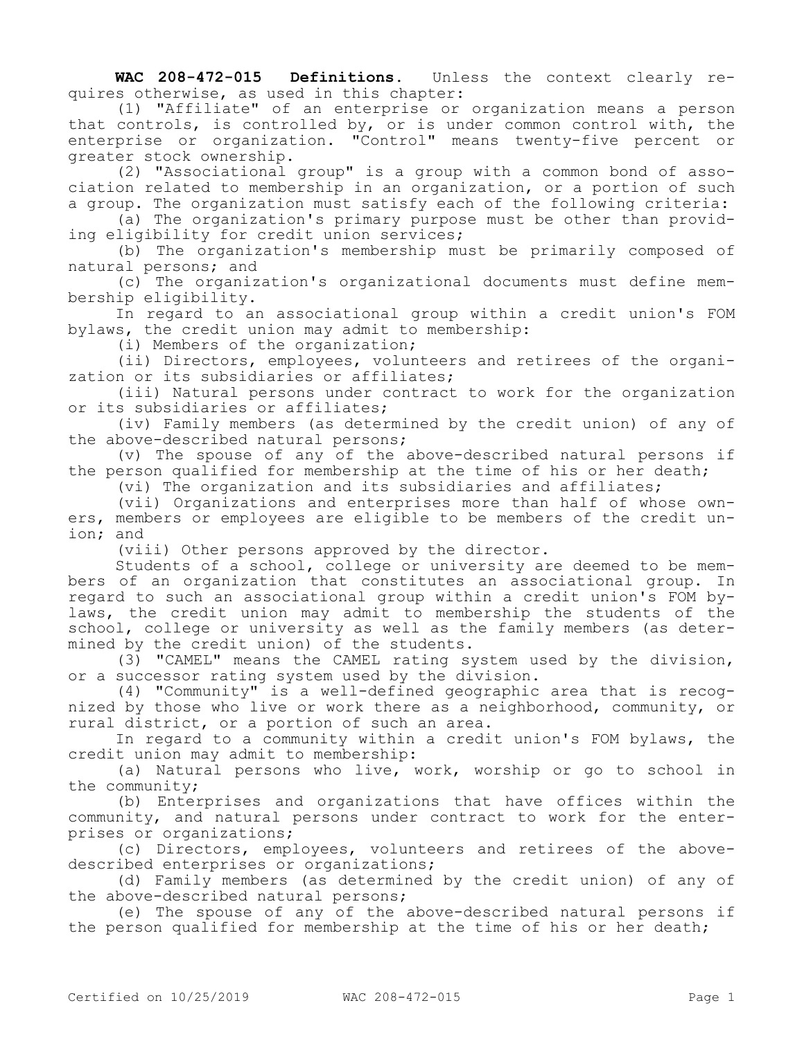**WAC 208-472-015 Definitions.** Unless the context clearly requires otherwise, as used in this chapter:

(1) "Affiliate" of an enterprise or organization means a person that controls, is controlled by, or is under common control with, the enterprise or organization. "Control" means twenty-five percent or greater stock ownership.

(2) "Associational group" is a group with a common bond of association related to membership in an organization, or a portion of such a group. The organization must satisfy each of the following criteria:

(a) The organization's primary purpose must be other than providing eligibility for credit union services;

(b) The organization's membership must be primarily composed of natural persons; and

(c) The organization's organizational documents must define membership eligibility.

In regard to an associational group within a credit union's FOM bylaws, the credit union may admit to membership:

(i) Members of the organization;

(ii) Directors, employees, volunteers and retirees of the organization or its subsidiaries or affiliates;

(iii) Natural persons under contract to work for the organization or its subsidiaries or affiliates;

(iv) Family members (as determined by the credit union) of any of the above-described natural persons;

(v) The spouse of any of the above-described natural persons if the person qualified for membership at the time of his or her death;

(vi) The organization and its subsidiaries and affiliates;

(vii) Organizations and enterprises more than half of whose owners, members or employees are eligible to be members of the credit union; and

(viii) Other persons approved by the director.

Students of a school, college or university are deemed to be members of an organization that constitutes an associational group. In regard to such an associational group within a credit union's FOM bylaws, the credit union may admit to membership the students of the school, college or university as well as the family members (as determined by the credit union) of the students.

(3) "CAMEL" means the CAMEL rating system used by the division, or a successor rating system used by the division.

(4) "Community" is a well-defined geographic area that is recognized by those who live or work there as a neighborhood, community, or rural district, or a portion of such an area.

In regard to a community within a credit union's FOM bylaws, the credit union may admit to membership:

(a) Natural persons who live, work, worship or go to school in the community;

(b) Enterprises and organizations that have offices within the community, and natural persons under contract to work for the enterprises or organizations;

(c) Directors, employees, volunteers and retirees of the above-described enterprises or organizations;

(d) Family members (as determined by the credit union) of any of the above-described natural persons;

(e) The spouse of any of the above-described natural persons if the person qualified for membership at the time of his or her death;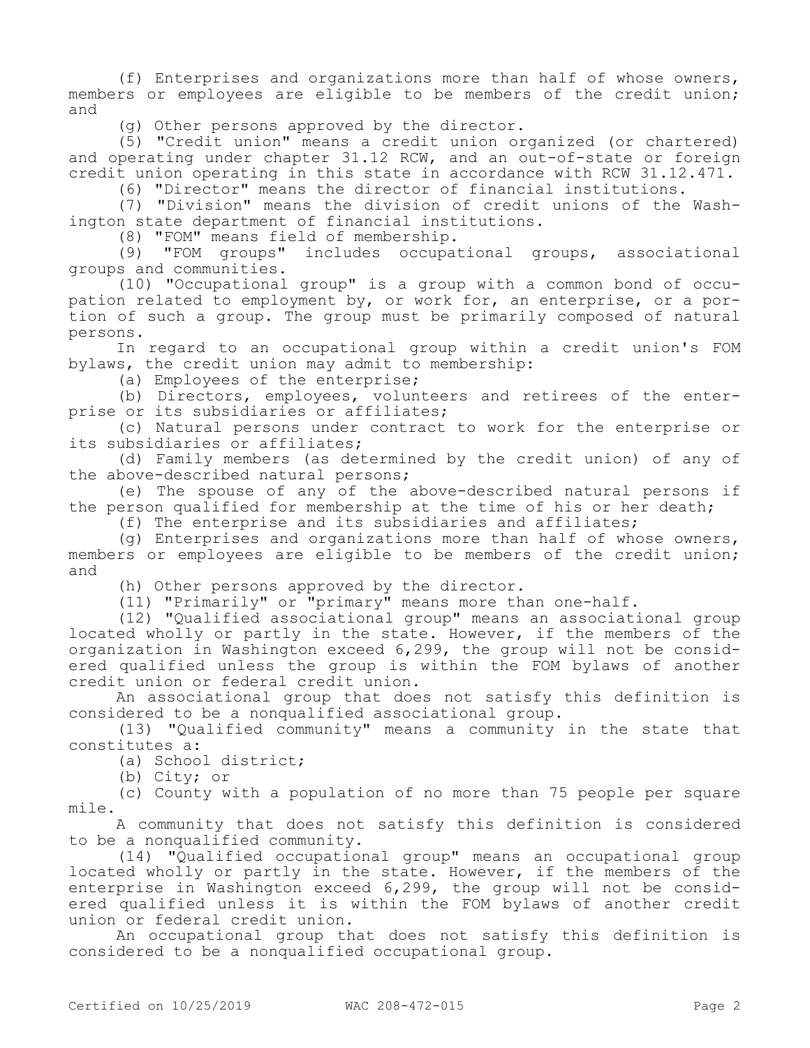(f) Enterprises and organizations more than half of whose owners, members or employees are eligible to be members of the credit union; and

(g) Other persons approved by the director.

(5) "Credit union" means a credit union organized (or chartered) and operating under chapter 31.12 RCW, and an out-of-state or foreign credit union operating in this state in accordance with RCW 31.12.471.

(6) "Director" means the director of financial institutions.

(7) "Division" means the division of credit unions of the Washington state department of financial institutions.

(8) "FOM" means field of membership.

(9) "FOM groups" includes occupational groups, associational groups and communities.

(10) "Occupational group" is a group with a common bond of occupation related to employment by, or work for, an enterprise, or a portion of such a group. The group must be primarily composed of natural persons.

In regard to an occupational group within a credit union's FOM bylaws, the credit union may admit to membership:

(a) Employees of the enterprise;

(b) Directors, employees, volunteers and retirees of the enterprise or its subsidiaries or affiliates;

(c) Natural persons under contract to work for the enterprise or its subsidiaries or affiliates;

(d) Family members (as determined by the credit union) of any of the above-described natural persons;

(e) The spouse of any of the above-described natural persons if the person qualified for membership at the time of his or her death;

(f) The enterprise and its subsidiaries and affiliates;

(g) Enterprises and organizations more than half of whose owners, members or employees are eligible to be members of the credit union; and

(h) Other persons approved by the director.

(11) "Primarily" or "primary" means more than one-half.

(12) "Qualified associational group" means an associational group located wholly or partly in the state. However, if the members of the organization in Washington exceed 6,299, the group will not be considered qualified unless the group is within the FOM bylaws of another credit union or federal credit union.

An associational group that does not satisfy this definition is considered to be a nonqualified associational group.

(13) "Qualified community" means a community in the state that constitutes a:

(a) School district;

(b) City; or

(c) County with a population of no more than 75 people per square mile.

A community that does not satisfy this definition is considered to be a nonqualified community.

(14) "Qualified occupational group" means an occupational group located wholly or partly in the state. However, if the members of the enterprise in Washington exceed 6,299, the group will not be considered qualified unless it is within the FOM bylaws of another credit union or federal credit union.

An occupational group that does not satisfy this definition is considered to be a nonqualified occupational group.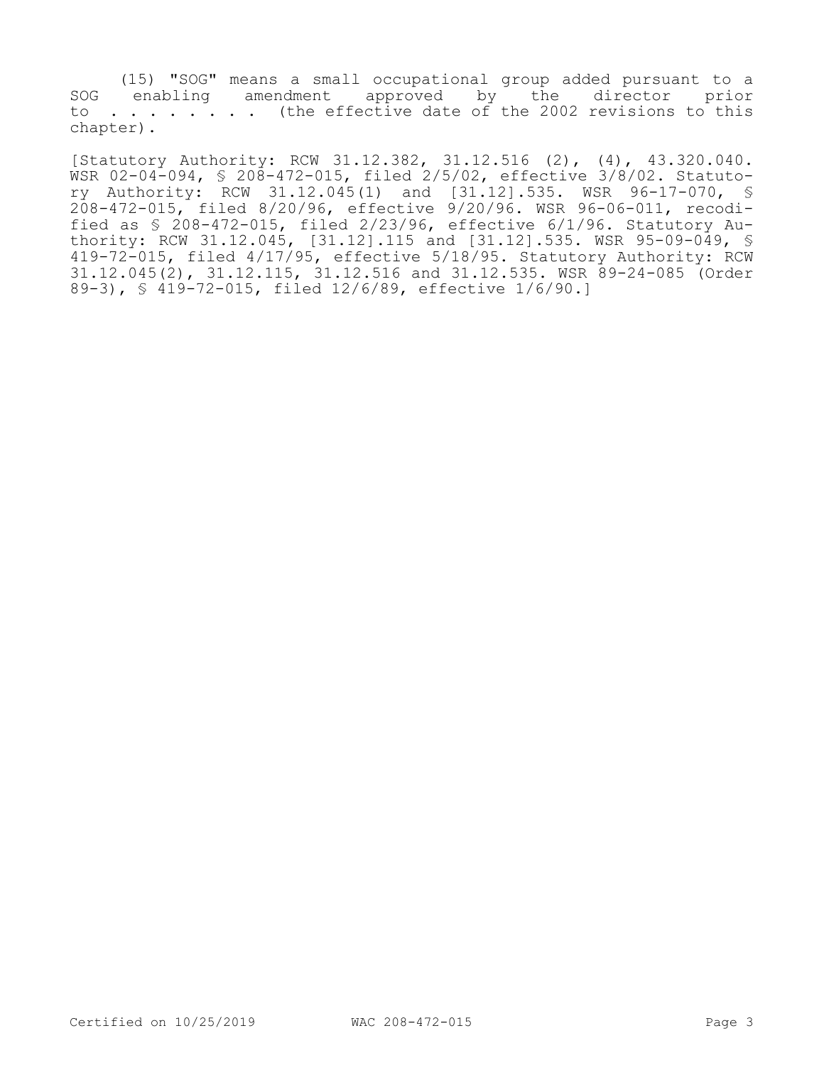(15) "SOG" means a small occupational group added pursuant to a SOG enabling amendment approved by the director prior to . . . . . . . . (the effective date of the 2002 revisions to this chapter).

[Statutory Authority: RCW 31.12.382, 31.12.516 (2), (4), 43.320.040. WSR 02-04-094, § 208-472-015, filed 2/5/02, effective 3/8/02. Statutory Authority: RCW 31.12.045(1) and [31.12].535. WSR 96-17-070, § 208-472-015, filed 8/20/96, effective 9/20/96. WSR 96-06-011, recodified as § 208-472-015, filed 2/23/96, effective 6/1/96. Statutory Authority: RCW 31.12.045, [31.12].115 and [31.12].535. WSR 95-09-049, § 419-72-015, filed 4/17/95, effective 5/18/95. Statutory Authority: RCW 31.12.045(2), 31.12.115, 31.12.516 and 31.12.535. WSR 89-24-085 (Order 89-3), § 419-72-015, filed 12/6/89, effective 1/6/90.]